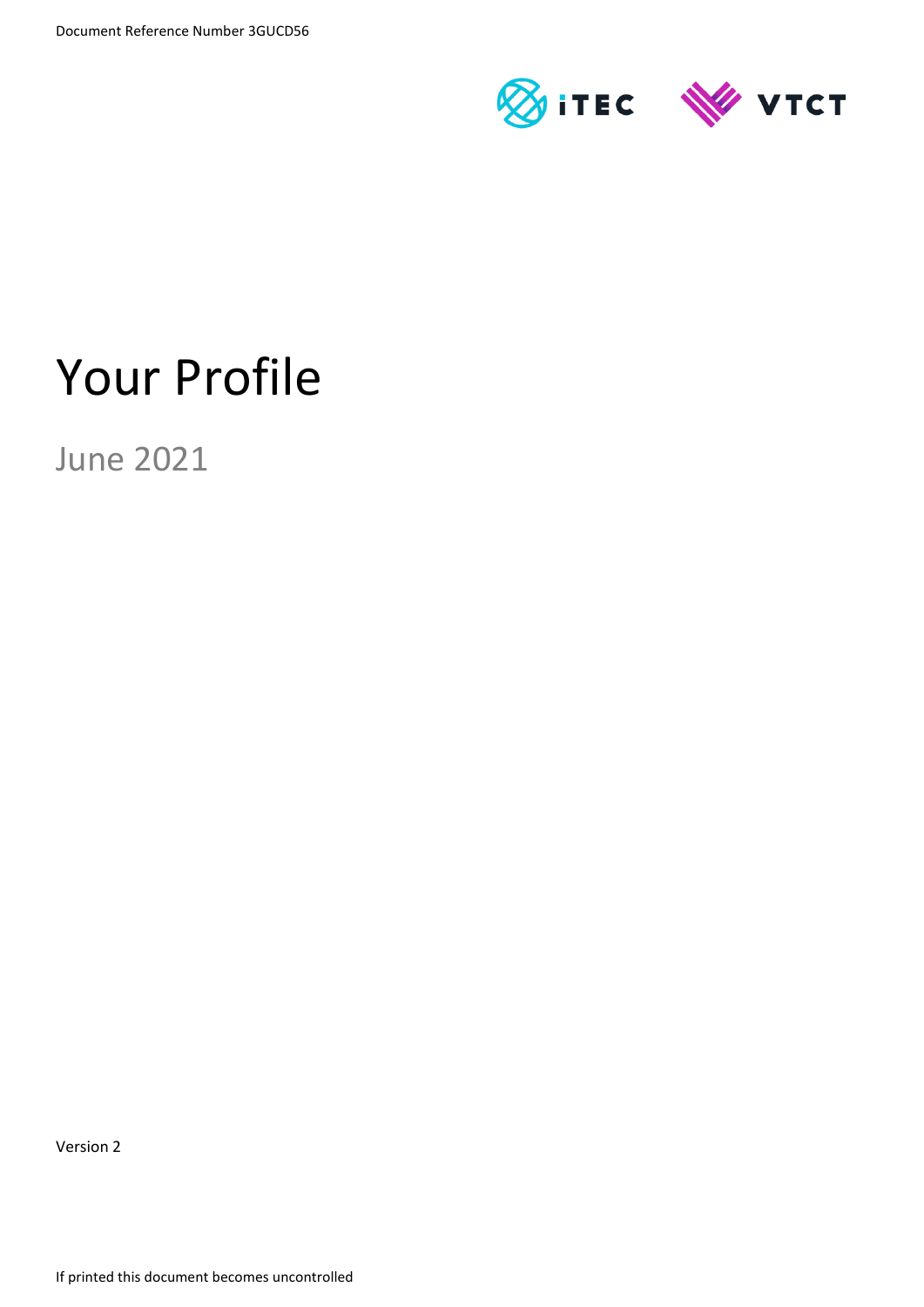Document Reference Number 3GUCD56

# Your Profile

June 2021

Version 2

If printed this document becomes uncontrolled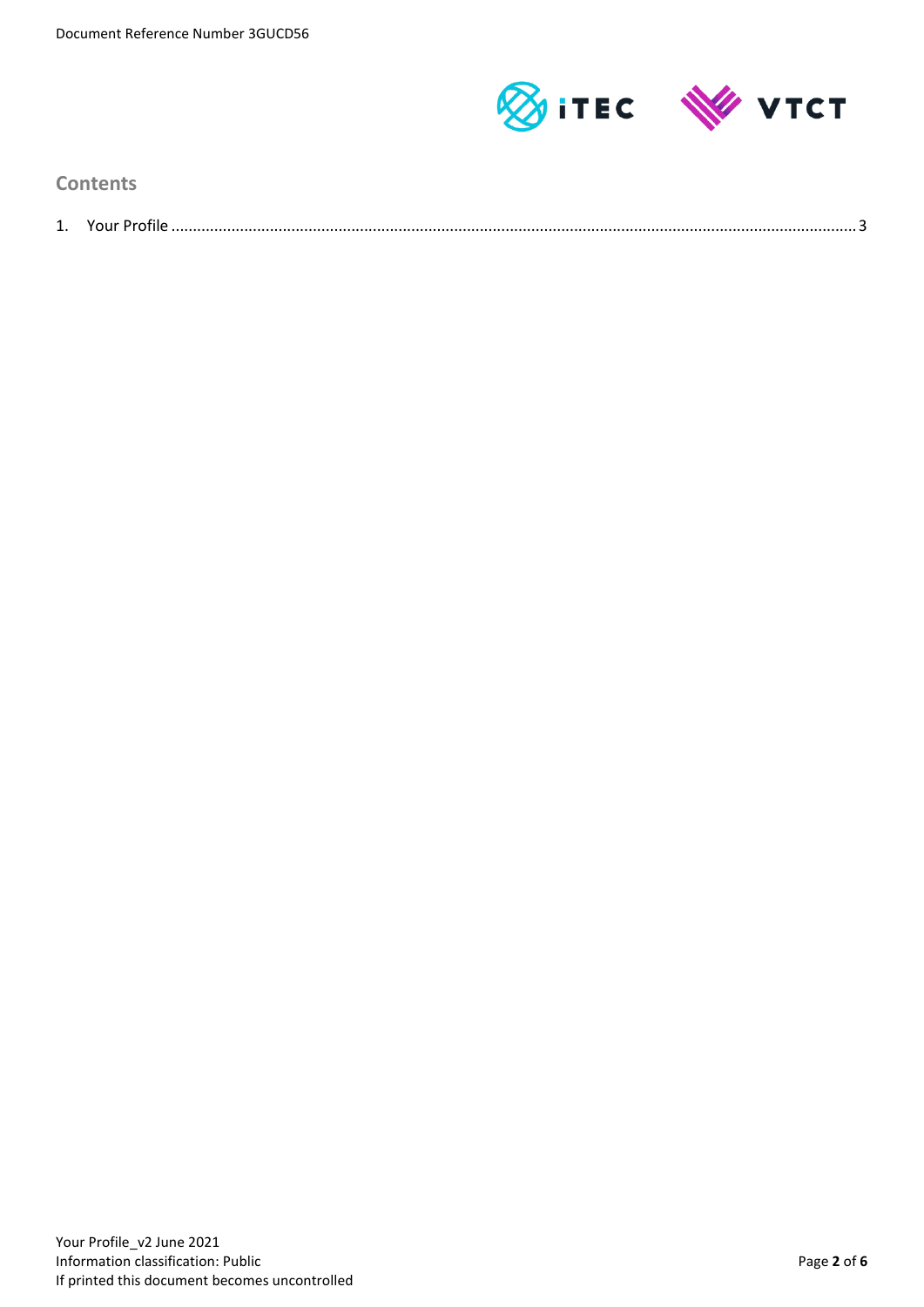## Contents

1. Your Profile ........................................................................................................................................................ 3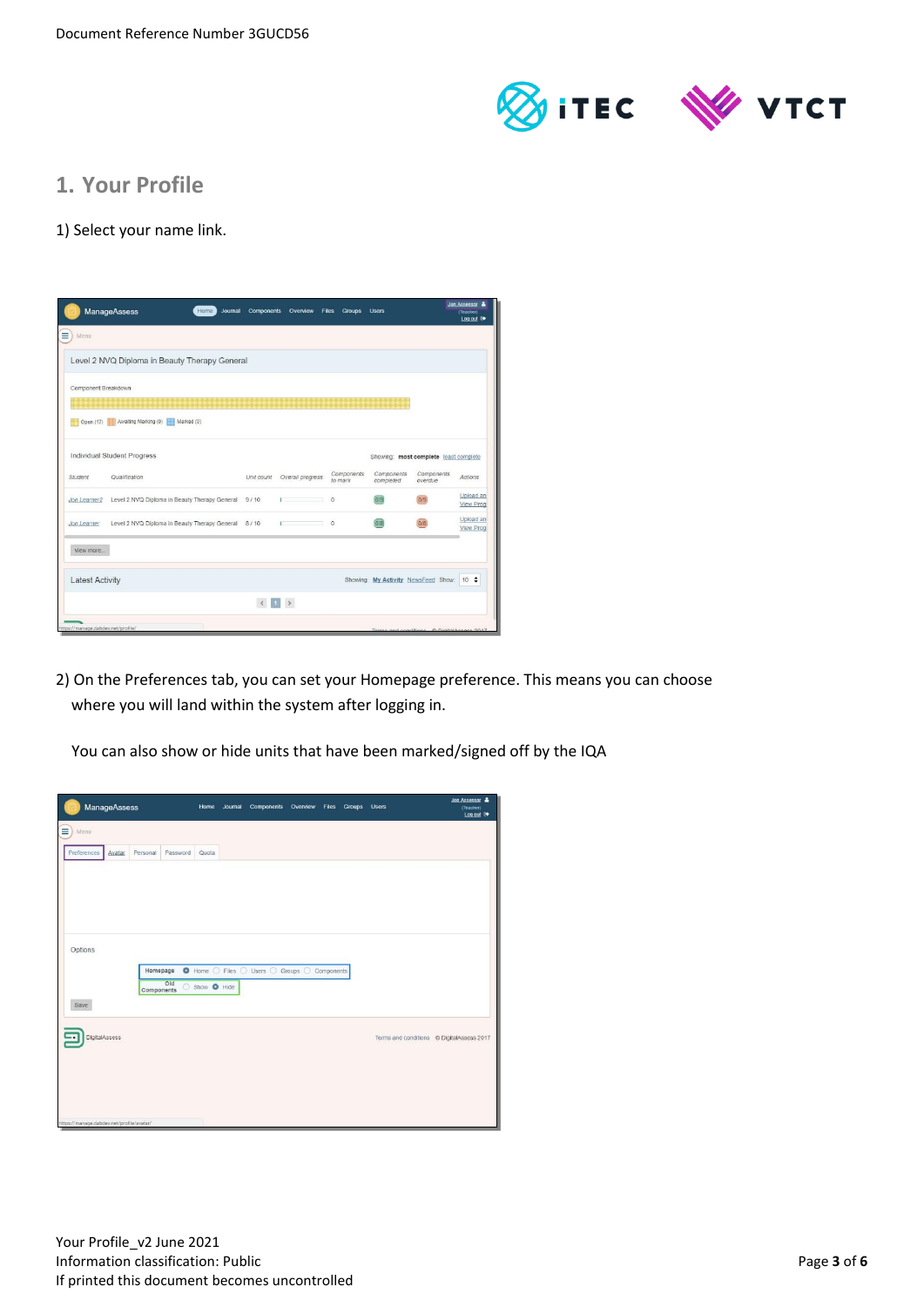# 1. Your Profile

1) Select your name link.

2) On the Preferences tab, you can set your Homepage preference. This means you can choose where you will land within the system after logging in.

You can also show or hide units that have been marked/signed off by the IQA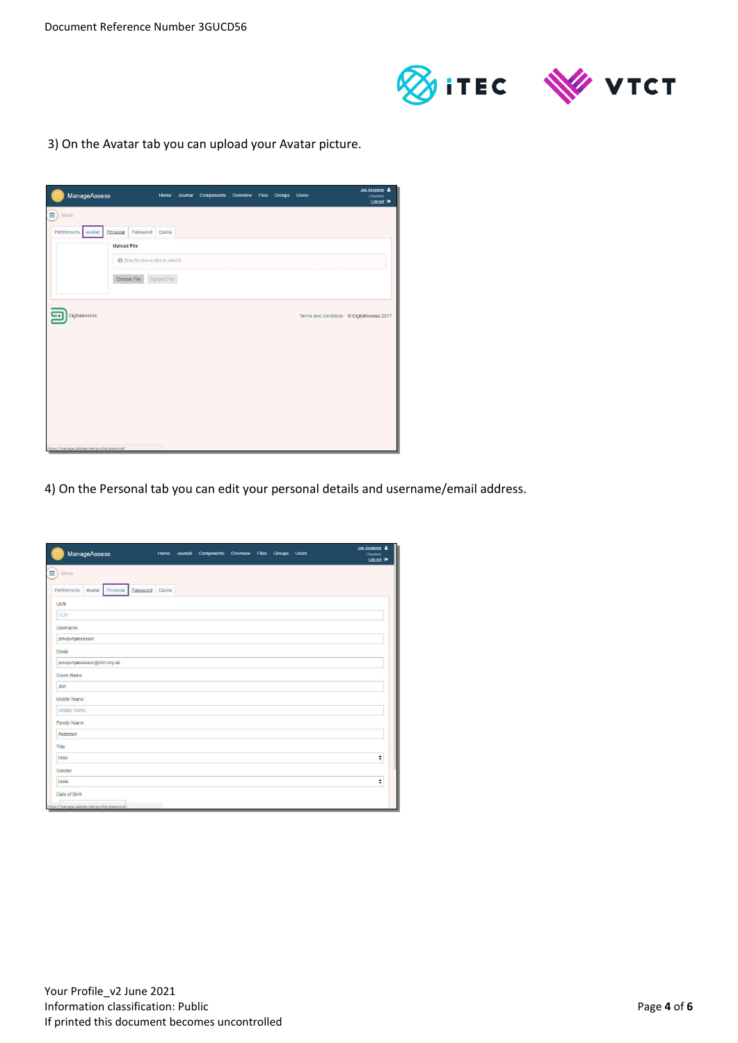3) On the Avatar tab you can upload your Avatar picture.

4) On the Personal tab you can edit your personal details and username/email address.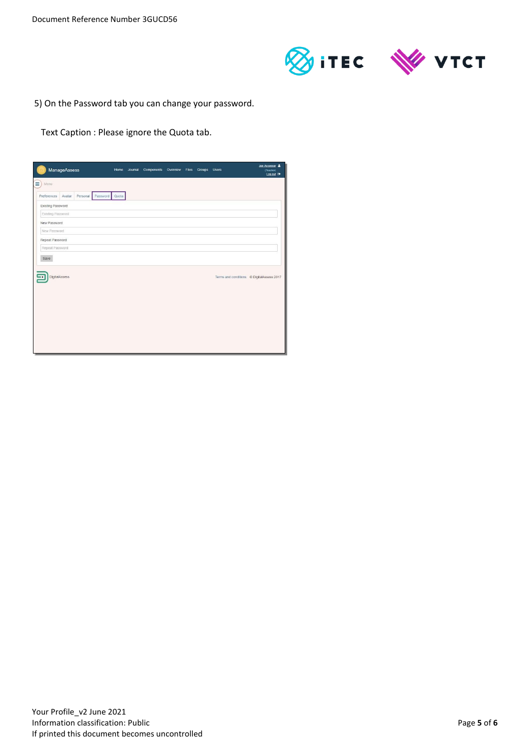5) On the Password tab you can change your password.

Text Caption : Please ignore the Quota tab.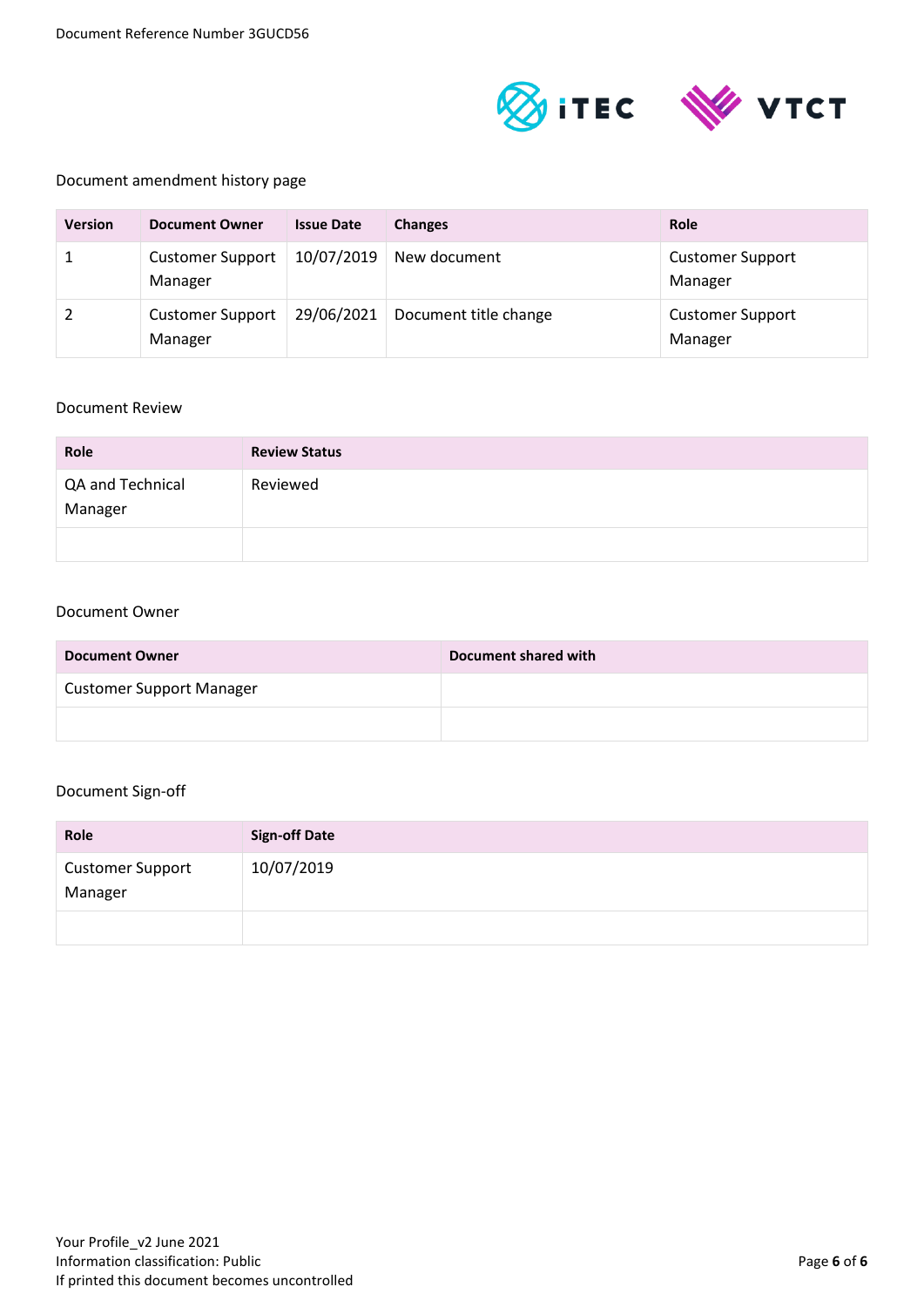Document amendment history page

| Version | Document Owner | Issue Date | Changes | Role |
|---|---|---|---|---|
| 1 | Customer Support Manager | 10/07/2019 | New document | Customer Support Manager |
| 2 | Customer Support Manager | 29/06/2021 | Document title change | Customer Support Manager |

Document Review

| Role | Review Status |
|---|---|
| QA and Technical Manager | Reviewed |
| | |

Document Owner

| Document Owner | Document shared with |
|---|---|
| Customer Support Manager | |
| | |

Document Sign-off

| Role | Sign-off Date |
|---|---|
| Customer Support Manager | 10/07/2019 |
| | |